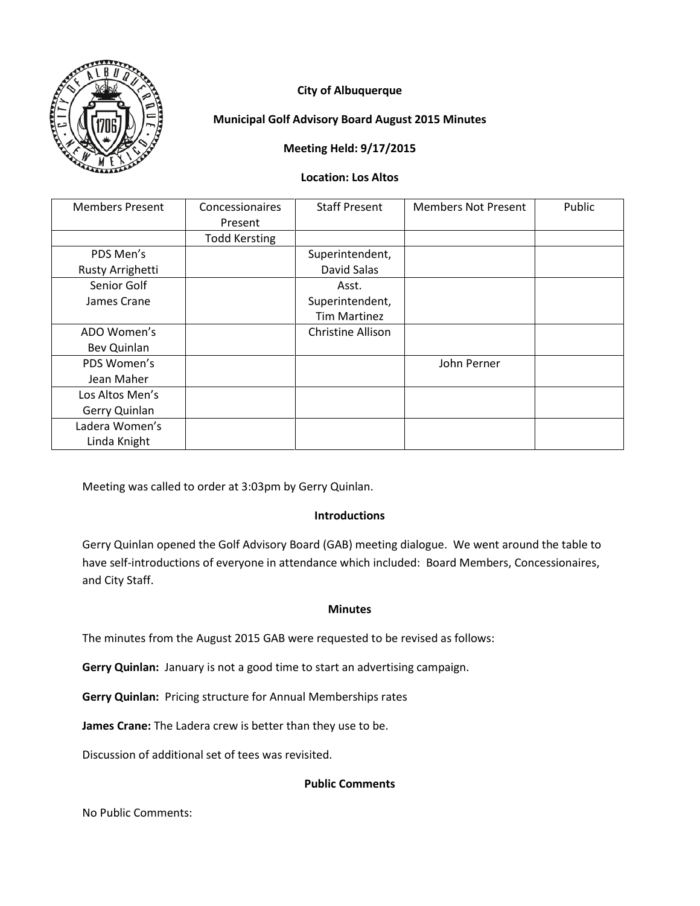**City of Albuquerque**

**Municipal Golf Advisory Board August 2015 Minutes**

**Meeting Held: 9/17/2015**

**Location: Los Altos**

| Members Present | Concessionaires Present | Staff Present | Members Not Present | Public |
|---|---|---|---|---|
| | Todd Kersting | | | |
| PDS Men's Rusty Arrighetti | | Superintendent, David Salas | | |
| Senior Golf James Crane | | Asst. Superintendent, Tim Martinez | | |
| ADO Women's Bev Quinlan | | Christine Allison | | |
| PDS Women's Jean Maher | | | John Perner | |
| Los Altos Men's Gerry Quinlan | | | | |
| Ladera Women's Linda Knight | | | | |

Meeting was called to order at 3:03pm by Gerry Quinlan.

**Introductions**

Gerry Quinlan opened the Golf Advisory Board (GAB) meeting dialogue. We went around the table to have self-introductions of everyone in attendance which included: Board Members, Concessionaires, and City Staff.

**Minutes**

The minutes from the August 2015 GAB were requested to be revised as follows:

**Gerry Quinlan:** January is not a good time to start an advertising campaign.

**Gerry Quinlan:** Pricing structure for Annual Memberships rates

**James Crane:** The Ladera crew is better than they use to be.

Discussion of additional set of tees was revisited.

**Public Comments**

No Public Comments: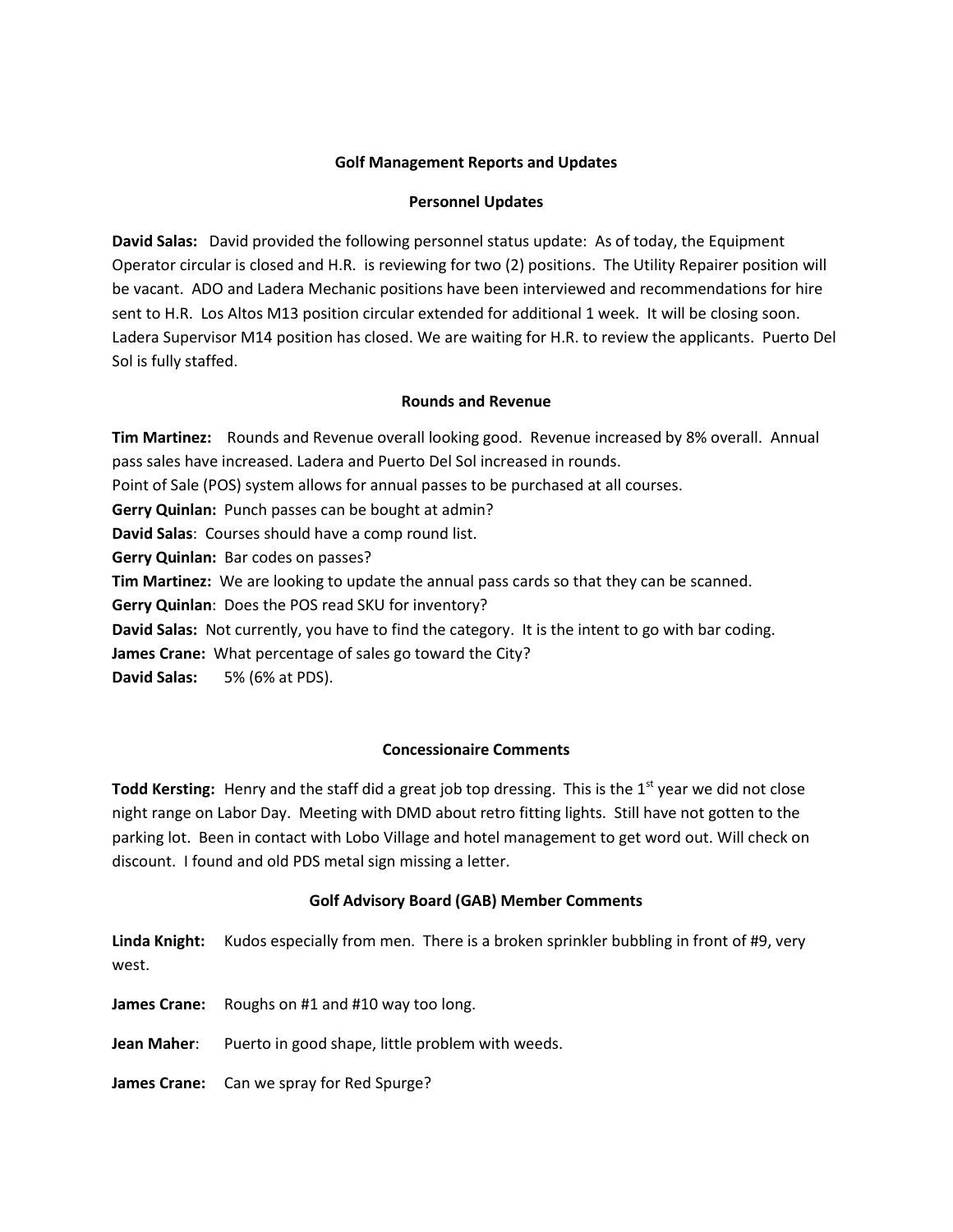## Golf Management Reports and Updates

### Personnel Updates

**David Salas:** David provided the following personnel status update: As of today, the Equipment Operator circular is closed and H.R. is reviewing for two (2) positions. The Utility Repairer position will be vacant. ADO and Ladera Mechanic positions have been interviewed and recommendations for hire sent to H.R. Los Altos M13 position circular extended for additional 1 week. It will be closing soon. Ladera Supervisor M14 position has closed. We are waiting for H.R. to review the applicants. Puerto Del Sol is fully staffed.

### Rounds and Revenue

**Tim Martinez:** Rounds and Revenue overall looking good. Revenue increased by 8% overall. Annual pass sales have increased. Ladera and Puerto Del Sol increased in rounds.
Point of Sale (POS) system allows for annual passes to be purchased at all courses.
**Gerry Quinlan:** Punch passes can be bought at admin?
**David Salas**: Courses should have a comp round list.
**Gerry Quinlan:** Bar codes on passes?
**Tim Martinez:** We are looking to update the annual pass cards so that they can be scanned.
**Gerry Quinlan**: Does the POS read SKU for inventory?
**David Salas:** Not currently, you have to find the category. It is the intent to go with bar coding.
**James Crane:** What percentage of sales go toward the City?
**David Salas:** 5% (6% at PDS).

### Concessionaire Comments

**Todd Kersting:** Henry and the staff did a great job top dressing. This is the 1st year we did not close night range on Labor Day. Meeting with DMD about retro fitting lights. Still have not gotten to the parking lot. Been in contact with Lobo Village and hotel management to get word out. Will check on discount. I found and old PDS metal sign missing a letter.

### Golf Advisory Board (GAB) Member Comments

**Linda Knight:** Kudos especially from men. There is a broken sprinkler bubbling in front of #9, very west.

**James Crane:** Roughs on #1 and #10 way too long.

**Jean Maher**: Puerto in good shape, little problem with weeds.

**James Crane:** Can we spray for Red Spurge?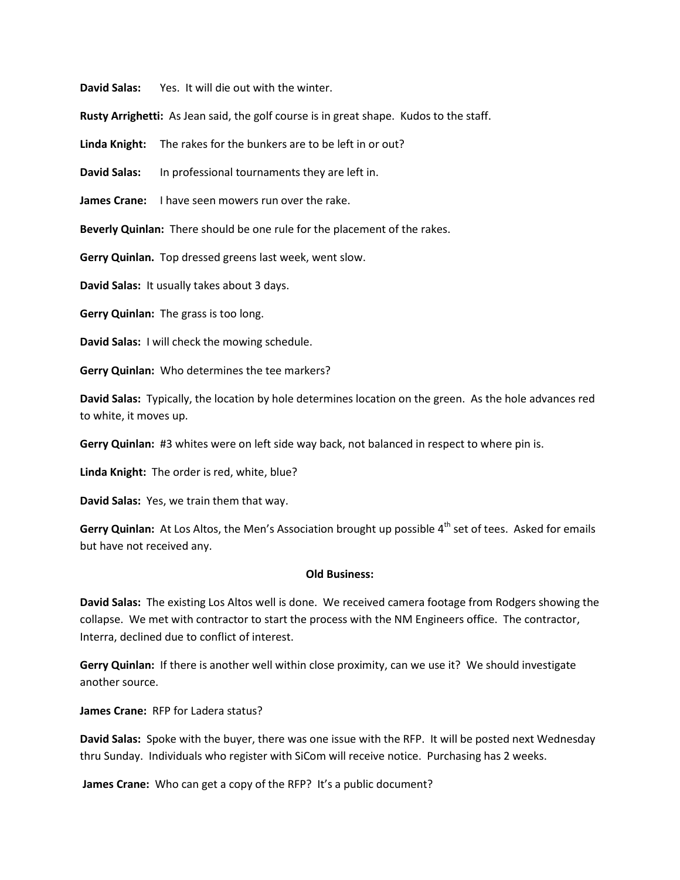**David Salas:** Yes. It will die out with the winter.

**Rusty Arrighetti:** As Jean said, the golf course is in great shape. Kudos to the staff.

**Linda Knight:** The rakes for the bunkers are to be left in or out?

**David Salas:** In professional tournaments they are left in.

**James Crane:** I have seen mowers run over the rake.

**Beverly Quinlan:** There should be one rule for the placement of the rakes.

**Gerry Quinlan.** Top dressed greens last week, went slow.

**David Salas:** It usually takes about 3 days.

**Gerry Quinlan:** The grass is too long.

**David Salas:** I will check the mowing schedule.

**Gerry Quinlan:** Who determines the tee markers?

**David Salas:** Typically, the location by hole determines location on the green. As the hole advances red to white, it moves up.

**Gerry Quinlan:** #3 whites were on left side way back, not balanced in respect to where pin is.

**Linda Knight:** The order is red, white, blue?

**David Salas:** Yes, we train them that way.

**Gerry Quinlan:** At Los Altos, the Men's Association brought up possible 4th set of tees. Asked for emails but have not received any.

**Old Business:**

**David Salas:** The existing Los Altos well is done. We received camera footage from Rodgers showing the collapse. We met with contractor to start the process with the NM Engineers office. The contractor, Interra, declined due to conflict of interest.

**Gerry Quinlan:** If there is another well within close proximity, can we use it? We should investigate another source.

**James Crane:** RFP for Ladera status?

**David Salas:** Spoke with the buyer, there was one issue with the RFP. It will be posted next Wednesday thru Sunday. Individuals who register with SiCom will receive notice. Purchasing has 2 weeks.

**James Crane:** Who can get a copy of the RFP? It's a public document?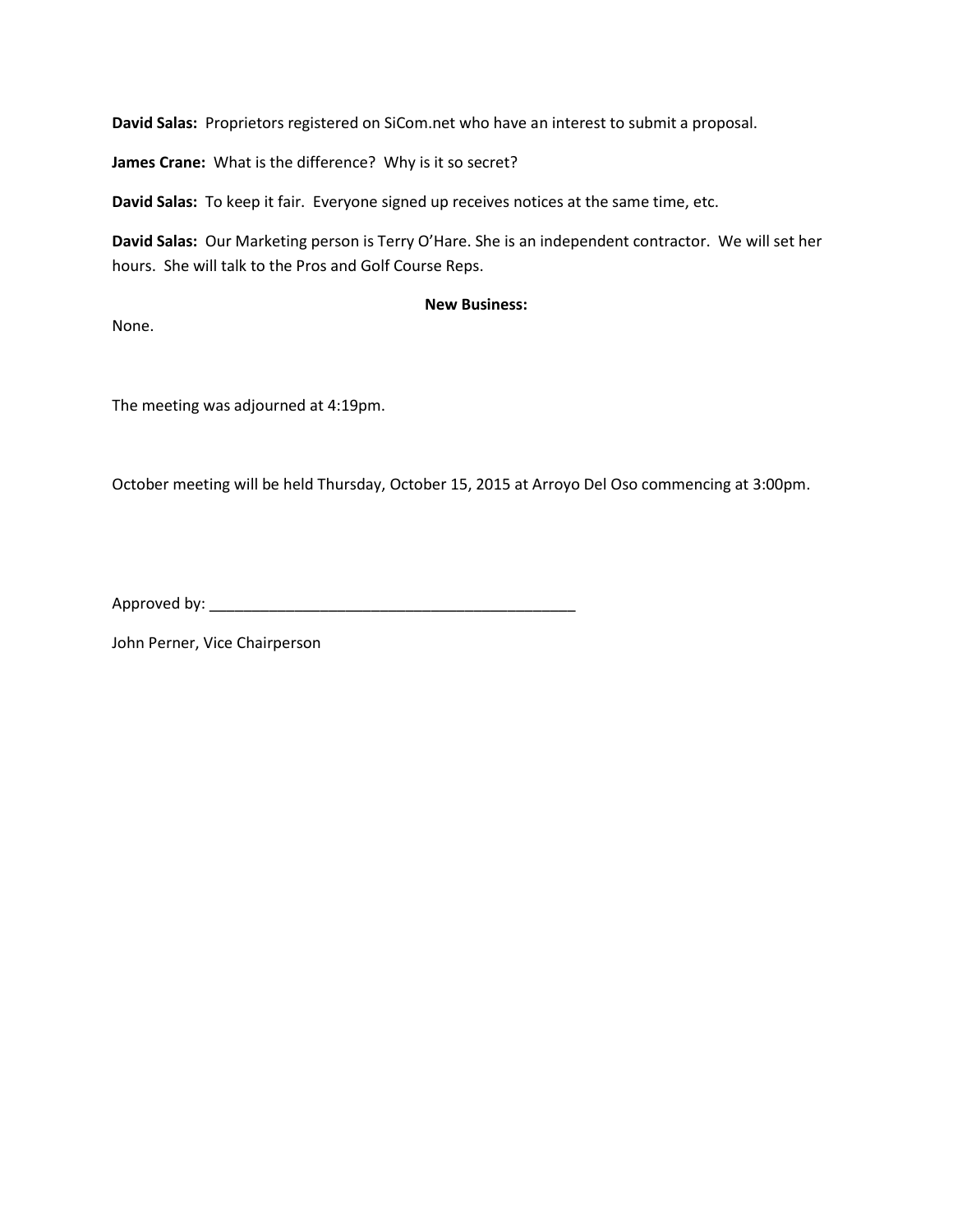**David Salas:** Proprietors registered on SiCom.net who have an interest to submit a proposal.

**James Crane:** What is the difference? Why is it so secret?

**David Salas:** To keep it fair. Everyone signed up receives notices at the same time, etc.

**David Salas:** Our Marketing person is Terry O'Hare. She is an independent contractor. We will set her hours. She will talk to the Pros and Golf Course Reps.

**New Business:**

None.

The meeting was adjourned at 4:19pm.

October meeting will be held Thursday, October 15, 2015 at Arroyo Del Oso commencing at 3:00pm.

Approved by: ____________________________________________

John Perner, Vice Chairperson